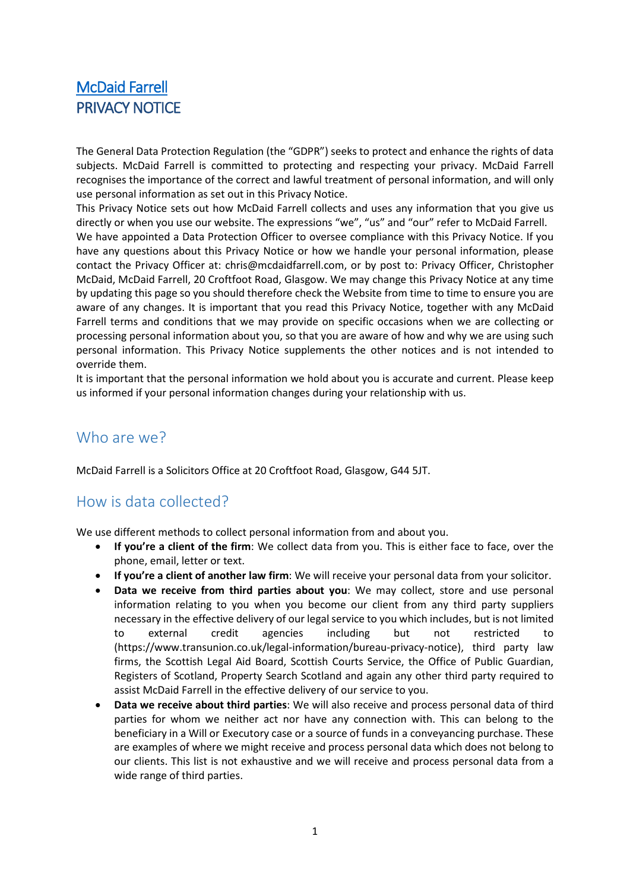# McDaid Farrell
# PRIVACY NOTICE

The General Data Protection Regulation (the "GDPR") seeks to protect and enhance the rights of data subjects. McDaid Farrell is committed to protecting and respecting your privacy. McDaid Farrell recognises the importance of the correct and lawful treatment of personal information, and will only use personal information as set out in this Privacy Notice.

This Privacy Notice sets out how McDaid Farrell collects and uses any information that you give us directly or when you use our website. The expressions "we", "us" and "our" refer to McDaid Farrell.

We have appointed a Data Protection Officer to oversee compliance with this Privacy Notice. If you have any questions about this Privacy Notice or how we handle your personal information, please contact the Privacy Officer at: chris@mcdaidfarrell.com, or by post to: Privacy Officer, Christopher McDaid, McDaid Farrell, 20 Croftfoot Road, Glasgow. We may change this Privacy Notice at any time by updating this page so you should therefore check the Website from time to time to ensure you are aware of any changes. It is important that you read this Privacy Notice, together with any McDaid Farrell terms and conditions that we may provide on specific occasions when we are collecting or processing personal information about you, so that you are aware of how and why we are using such personal information. This Privacy Notice supplements the other notices and is not intended to override them.

It is important that the personal information we hold about you is accurate and current. Please keep us informed if your personal information changes during your relationship with us.

## Who are we?

McDaid Farrell is a Solicitors Office at 20 Croftfoot Road, Glasgow, G44 5JT.

## How is data collected?

We use different methods to collect personal information from and about you.

- **If you're a client of the firm**: We collect data from you. This is either face to face, over the phone, email, letter or text.
- **If you're a client of another law firm**: We will receive your personal data from your solicitor.
- **Data we receive from third parties about you**: We may collect, store and use personal information relating to you when you become our client from any third party suppliers necessary in the effective delivery of our legal service to you which includes, but is not limited to external credit agencies including but not restricted to (https://www.transunion.co.uk/legal-information/bureau-privacy-notice), third party law firms, the Scottish Legal Aid Board, Scottish Courts Service, the Office of Public Guardian, Registers of Scotland, Property Search Scotland and again any other third party required to assist McDaid Farrell in the effective delivery of our service to you.
- **Data we receive about third parties**: We will also receive and process personal data of third parties for whom we neither act nor have any connection with. This can belong to the beneficiary in a Will or Executory case or a source of funds in a conveyancing purchase. These are examples of where we might receive and process personal data which does not belong to our clients. This list is not exhaustive and we will receive and process personal data from a wide range of third parties.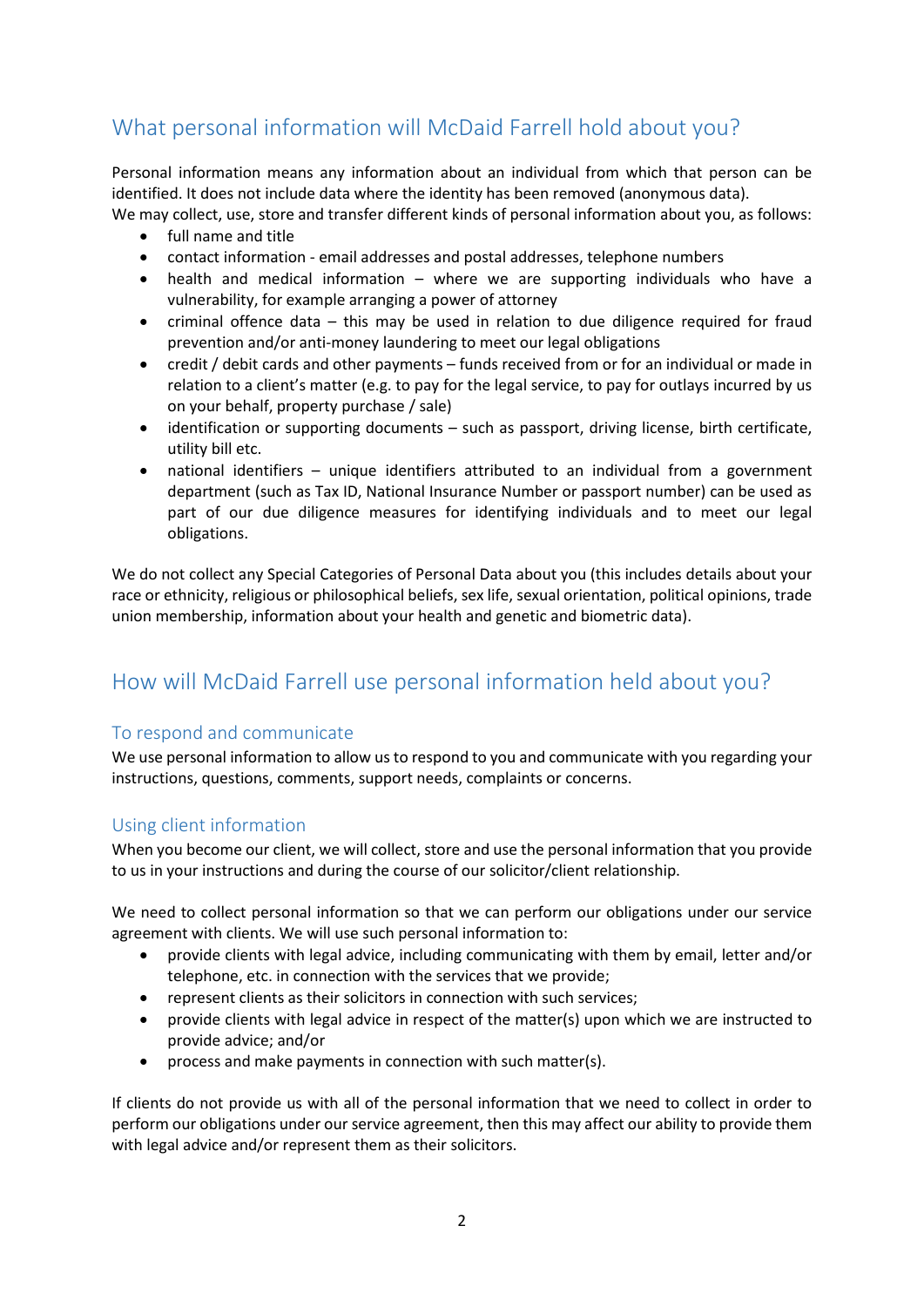## What personal information will McDaid Farrell hold about you?

Personal information means any information about an individual from which that person can be identified. It does not include data where the identity has been removed (anonymous data).
We may collect, use, store and transfer different kinds of personal information about you, as follows:

- full name and title
- contact information - email addresses and postal addresses, telephone numbers
- health and medical information – where we are supporting individuals who have a vulnerability, for example arranging a power of attorney
- criminal offence data – this may be used in relation to due diligence required for fraud prevention and/or anti-money laundering to meet our legal obligations
- credit / debit cards and other payments – funds received from or for an individual or made in relation to a client's matter (e.g. to pay for the legal service, to pay for outlays incurred by us on your behalf, property purchase / sale)
- identification or supporting documents – such as passport, driving license, birth certificate, utility bill etc.
- national identifiers – unique identifiers attributed to an individual from a government department (such as Tax ID, National Insurance Number or passport number) can be used as part of our due diligence measures for identifying individuals and to meet our legal obligations.

We do not collect any Special Categories of Personal Data about you (this includes details about your race or ethnicity, religious or philosophical beliefs, sex life, sexual orientation, political opinions, trade union membership, information about your health and genetic and biometric data).

## How will McDaid Farrell use personal information held about you?

### To respond and communicate

We use personal information to allow us to respond to you and communicate with you regarding your instructions, questions, comments, support needs, complaints or concerns.

### Using client information

When you become our client, we will collect, store and use the personal information that you provide to us in your instructions and during the course of our solicitor/client relationship.

We need to collect personal information so that we can perform our obligations under our service agreement with clients. We will use such personal information to:

- provide clients with legal advice, including communicating with them by email, letter and/or telephone, etc. in connection with the services that we provide;
- represent clients as their solicitors in connection with such services;
- provide clients with legal advice in respect of the matter(s) upon which we are instructed to provide advice; and/or
- process and make payments in connection with such matter(s).

If clients do not provide us with all of the personal information that we need to collect in order to perform our obligations under our service agreement, then this may affect our ability to provide them with legal advice and/or represent them as their solicitors.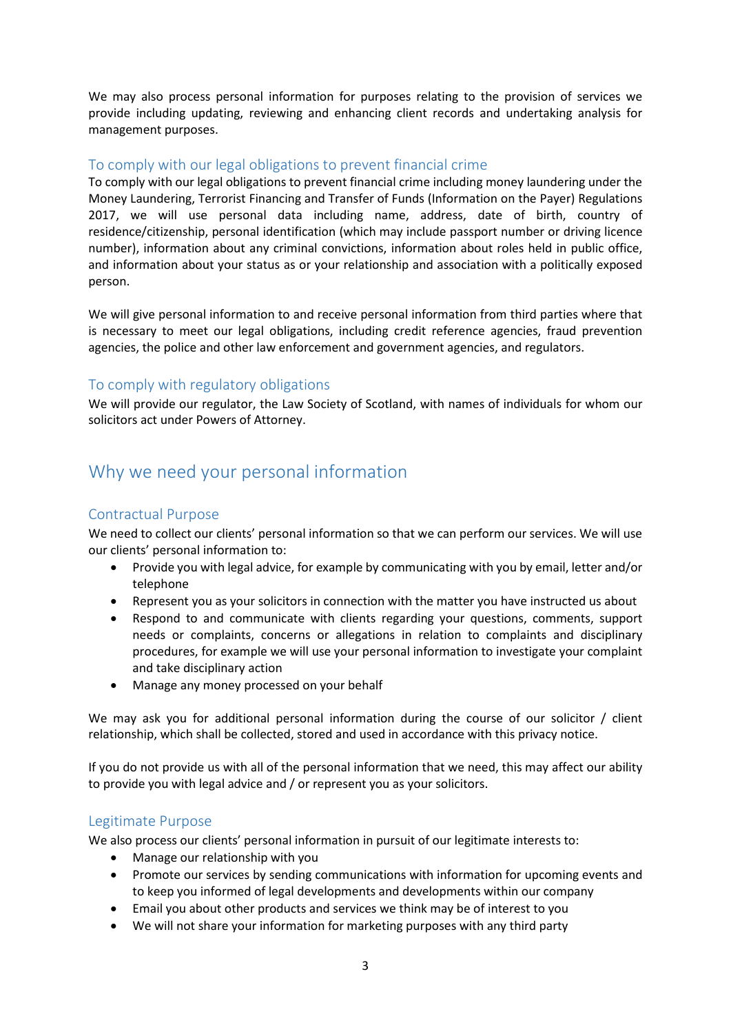We may also process personal information for purposes relating to the provision of services we provide including updating, reviewing and enhancing client records and undertaking analysis for management purposes.

### To comply with our legal obligations to prevent financial crime

To comply with our legal obligations to prevent financial crime including money laundering under the Money Laundering, Terrorist Financing and Transfer of Funds (Information on the Payer) Regulations 2017, we will use personal data including name, address, date of birth, country of residence/citizenship, personal identification (which may include passport number or driving licence number), information about any criminal convictions, information about roles held in public office, and information about your status as or your relationship and association with a politically exposed person.

We will give personal information to and receive personal information from third parties where that is necessary to meet our legal obligations, including credit reference agencies, fraud prevention agencies, the police and other law enforcement and government agencies, and regulators.

### To comply with regulatory obligations

We will provide our regulator, the Law Society of Scotland, with names of individuals for whom our solicitors act under Powers of Attorney.

## Why we need your personal information

### Contractual Purpose

We need to collect our clients' personal information so that we can perform our services. We will use our clients' personal information to:

- Provide you with legal advice, for example by communicating with you by email, letter and/or telephone
- Represent you as your solicitors in connection with the matter you have instructed us about
- Respond to and communicate with clients regarding your questions, comments, support needs or complaints, concerns or allegations in relation to complaints and disciplinary procedures, for example we will use your personal information to investigate your complaint and take disciplinary action
- Manage any money processed on your behalf

We may ask you for additional personal information during the course of our solicitor / client relationship, which shall be collected, stored and used in accordance with this privacy notice.

If you do not provide us with all of the personal information that we need, this may affect our ability to provide you with legal advice and / or represent you as your solicitors.

### Legitimate Purpose

We also process our clients' personal information in pursuit of our legitimate interests to:

- Manage our relationship with you
- Promote our services by sending communications with information for upcoming events and to keep you informed of legal developments and developments within our company
- Email you about other products and services we think may be of interest to you
- We will not share your information for marketing purposes with any third party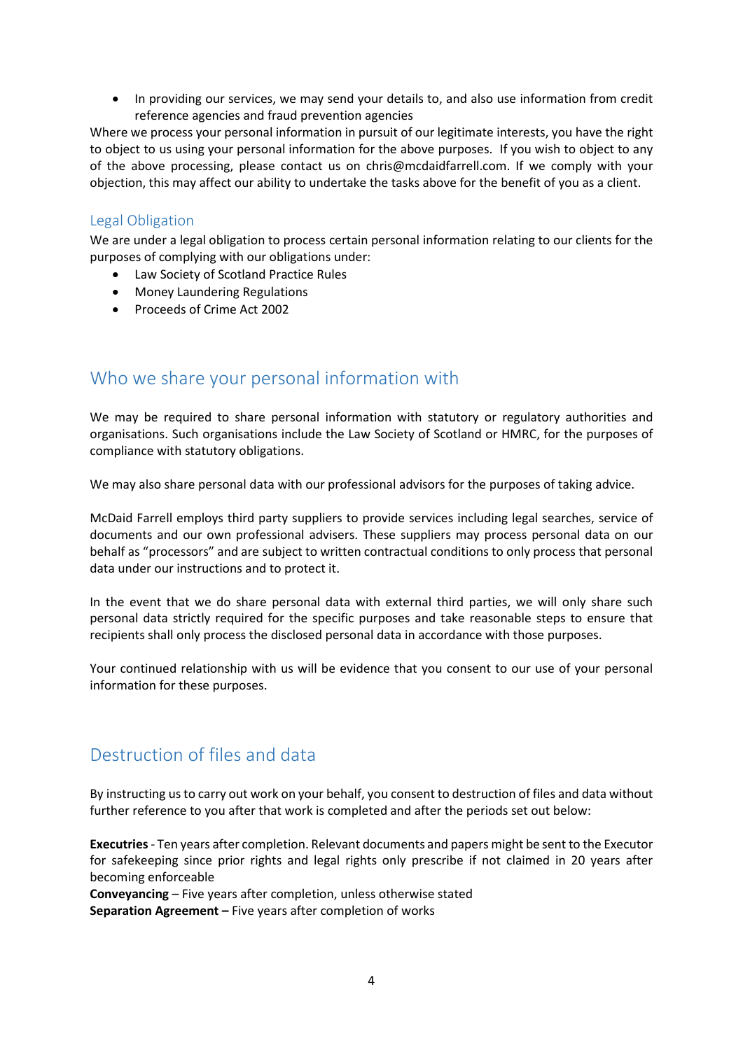- In providing our services, we may send your details to, and also use information from credit reference agencies and fraud prevention agencies

Where we process your personal information in pursuit of our legitimate interests, you have the right to object to us using your personal information for the above purposes. If you wish to object to any of the above processing, please contact us on chris@mcdaidfarrell.com. If we comply with your objection, this may affect our ability to undertake the tasks above for the benefit of you as a client.

### Legal Obligation

We are under a legal obligation to process certain personal information relating to our clients for the purposes of complying with our obligations under:

- Law Society of Scotland Practice Rules
- Money Laundering Regulations
- Proceeds of Crime Act 2002

## Who we share your personal information with

We may be required to share personal information with statutory or regulatory authorities and organisations. Such organisations include the Law Society of Scotland or HMRC, for the purposes of compliance with statutory obligations.

We may also share personal data with our professional advisors for the purposes of taking advice.

McDaid Farrell employs third party suppliers to provide services including legal searches, service of documents and our own professional advisers. These suppliers may process personal data on our behalf as "processors" and are subject to written contractual conditions to only process that personal data under our instructions and to protect it.

In the event that we do share personal data with external third parties, we will only share such personal data strictly required for the specific purposes and take reasonable steps to ensure that recipients shall only process the disclosed personal data in accordance with those purposes.

Your continued relationship with us will be evidence that you consent to our use of your personal information for these purposes.

## Destruction of files and data

By instructing us to carry out work on your behalf, you consent to destruction of files and data without further reference to you after that work is completed and after the periods set out below:

**Executries** - Ten years after completion. Relevant documents and papers might be sent to the Executor for safekeeping since prior rights and legal rights only prescribe if not claimed in 20 years after becoming enforceable
**Conveyancing** – Five years after completion, unless otherwise stated
**Separation Agreement –** Five years after completion of works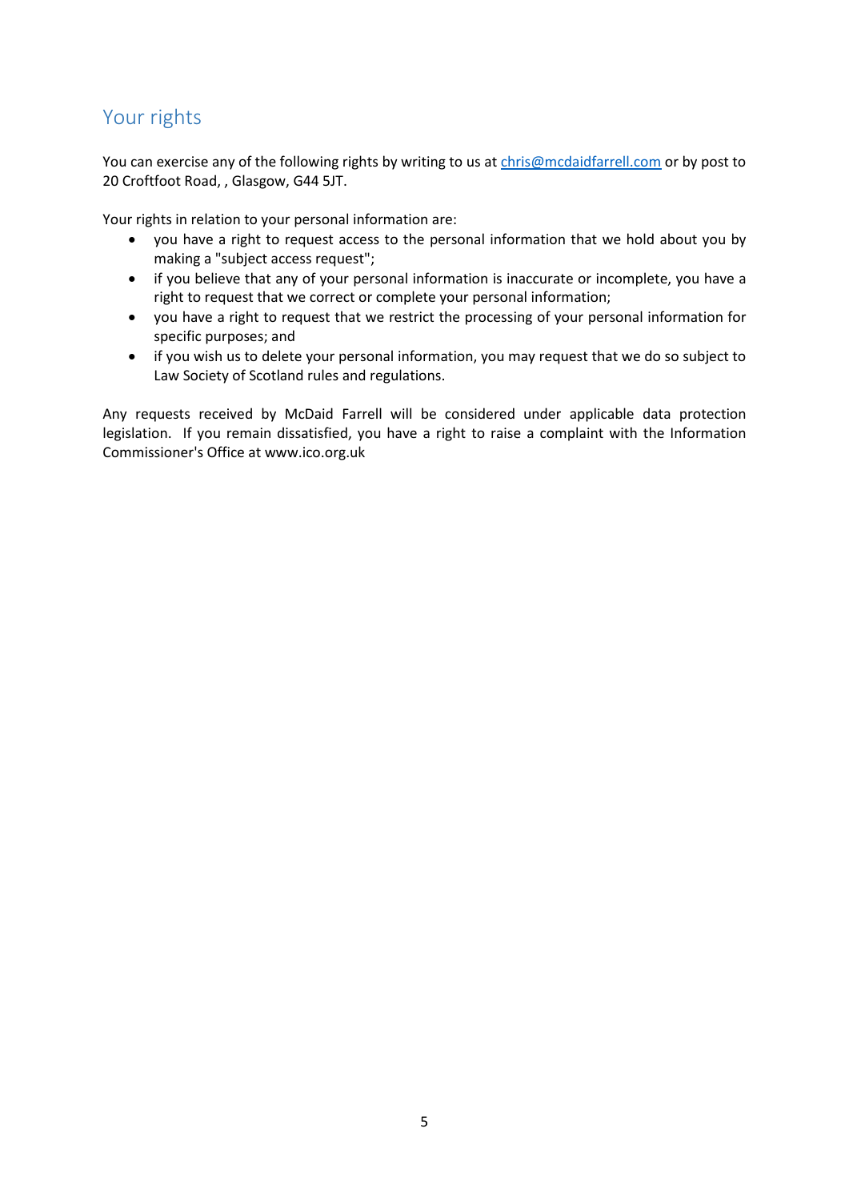## Your rights

You can exercise any of the following rights by writing to us at chris@mcdaidfarrell.com or by post to 20 Croftfoot Road, , Glasgow, G44 5JT.

Your rights in relation to your personal information are:

- you have a right to request access to the personal information that we hold about you by making a "subject access request";
- if you believe that any of your personal information is inaccurate or incomplete, you have a right to request that we correct or complete your personal information;
- you have a right to request that we restrict the processing of your personal information for specific purposes; and
- if you wish us to delete your personal information, you may request that we do so subject to Law Society of Scotland rules and regulations.

Any requests received by McDaid Farrell will be considered under applicable data protection legislation. If you remain dissatisfied, you have a right to raise a complaint with the Information Commissioner's Office at www.ico.org.uk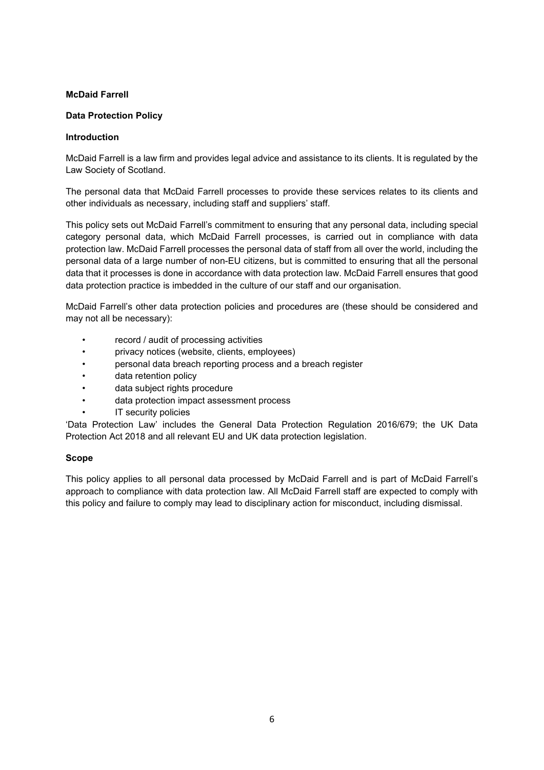**McDaid Farrell**

**Data Protection Policy**

**Introduction**

McDaid Farrell is a law firm and provides legal advice and assistance to its clients. It is regulated by the Law Society of Scotland.

The personal data that McDaid Farrell processes to provide these services relates to its clients and other individuals as necessary, including staff and suppliers' staff.

This policy sets out McDaid Farrell's commitment to ensuring that any personal data, including special category personal data, which McDaid Farrell processes, is carried out in compliance with data protection law. McDaid Farrell processes the personal data of staff from all over the world, including the personal data of a large number of non-EU citizens, but is committed to ensuring that all the personal data that it processes is done in accordance with data protection law. McDaid Farrell ensures that good data protection practice is imbedded in the culture of our staff and our organisation.

McDaid Farrell's other data protection policies and procedures are (these should be considered and may not all be necessary):

- record / audit of processing activities
- privacy notices (website, clients, employees)
- personal data breach reporting process and a breach register
- data retention policy
- data subject rights procedure
- data protection impact assessment process
- IT security policies

'Data Protection Law' includes the General Data Protection Regulation 2016/679; the UK Data Protection Act 2018 and all relevant EU and UK data protection legislation.

**Scope**

This policy applies to all personal data processed by McDaid Farrell and is part of McDaid Farrell's approach to compliance with data protection law. All McDaid Farrell staff are expected to comply with this policy and failure to comply may lead to disciplinary action for misconduct, including dismissal.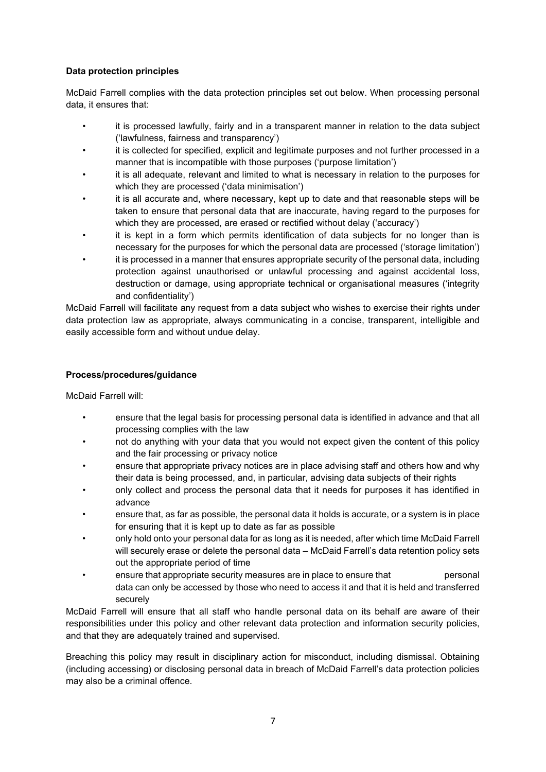**Data protection principles**

McDaid Farrell complies with the data protection principles set out below. When processing personal data, it ensures that:

- it is processed lawfully, fairly and in a transparent manner in relation to the data subject ('lawfulness, fairness and transparency')
- it is collected for specified, explicit and legitimate purposes and not further processed in a manner that is incompatible with those purposes ('purpose limitation')
- it is all adequate, relevant and limited to what is necessary in relation to the purposes for which they are processed ('data minimisation')
- it is all accurate and, where necessary, kept up to date and that reasonable steps will be taken to ensure that personal data that are inaccurate, having regard to the purposes for which they are processed, are erased or rectified without delay ('accuracy')
- it is kept in a form which permits identification of data subjects for no longer than is necessary for the purposes for which the personal data are processed ('storage limitation')
- it is processed in a manner that ensures appropriate security of the personal data, including protection against unauthorised or unlawful processing and against accidental loss, destruction or damage, using appropriate technical or organisational measures ('integrity and confidentiality')

McDaid Farrell will facilitate any request from a data subject who wishes to exercise their rights under data protection law as appropriate, always communicating in a concise, transparent, intelligible and easily accessible form and without undue delay.

**Process/procedures/guidance**

McDaid Farrell will:

- ensure that the legal basis for processing personal data is identified in advance and that all processing complies with the law
- not do anything with your data that you would not expect given the content of this policy and the fair processing or privacy notice
- ensure that appropriate privacy notices are in place advising staff and others how and why their data is being processed, and, in particular, advising data subjects of their rights
- only collect and process the personal data that it needs for purposes it has identified in advance
- ensure that, as far as possible, the personal data it holds is accurate, or a system is in place for ensuring that it is kept up to date as far as possible
- only hold onto your personal data for as long as it is needed, after which time McDaid Farrell will securely erase or delete the personal data – McDaid Farrell's data retention policy sets out the appropriate period of time
- ensure that appropriate security measures are in place to ensure that personal data can only be accessed by those who need to access it and that it is held and transferred securely

McDaid Farrell will ensure that all staff who handle personal data on its behalf are aware of their responsibilities under this policy and other relevant data protection and information security policies, and that they are adequately trained and supervised.

Breaching this policy may result in disciplinary action for misconduct, including dismissal. Obtaining (including accessing) or disclosing personal data in breach of McDaid Farrell's data protection policies may also be a criminal offence.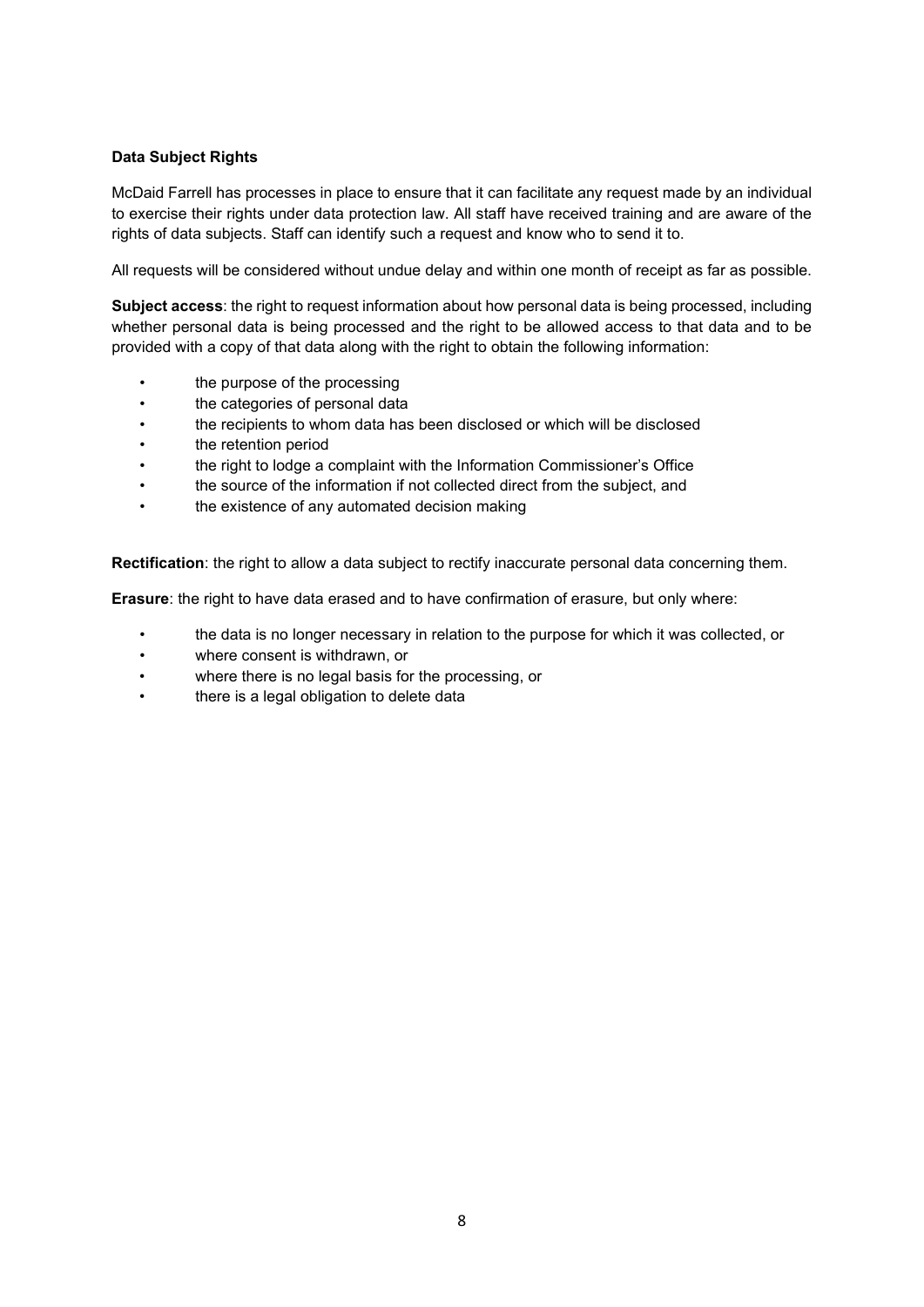**Data Subject Rights**

McDaid Farrell has processes in place to ensure that it can facilitate any request made by an individual to exercise their rights under data protection law. All staff have received training and are aware of the rights of data subjects. Staff can identify such a request and know who to send it to.

All requests will be considered without undue delay and within one month of receipt as far as possible.

**Subject access**: the right to request information about how personal data is being processed, including whether personal data is being processed and the right to be allowed access to that data and to be provided with a copy of that data along with the right to obtain the following information:

- the purpose of the processing
- the categories of personal data
- the recipients to whom data has been disclosed or which will be disclosed
- the retention period
- the right to lodge a complaint with the Information Commissioner's Office
- the source of the information if not collected direct from the subject, and
- the existence of any automated decision making

**Rectification**: the right to allow a data subject to rectify inaccurate personal data concerning them.

**Erasure**: the right to have data erased and to have confirmation of erasure, but only where:

- the data is no longer necessary in relation to the purpose for which it was collected, or
- where consent is withdrawn, or
- where there is no legal basis for the processing, or
- there is a legal obligation to delete data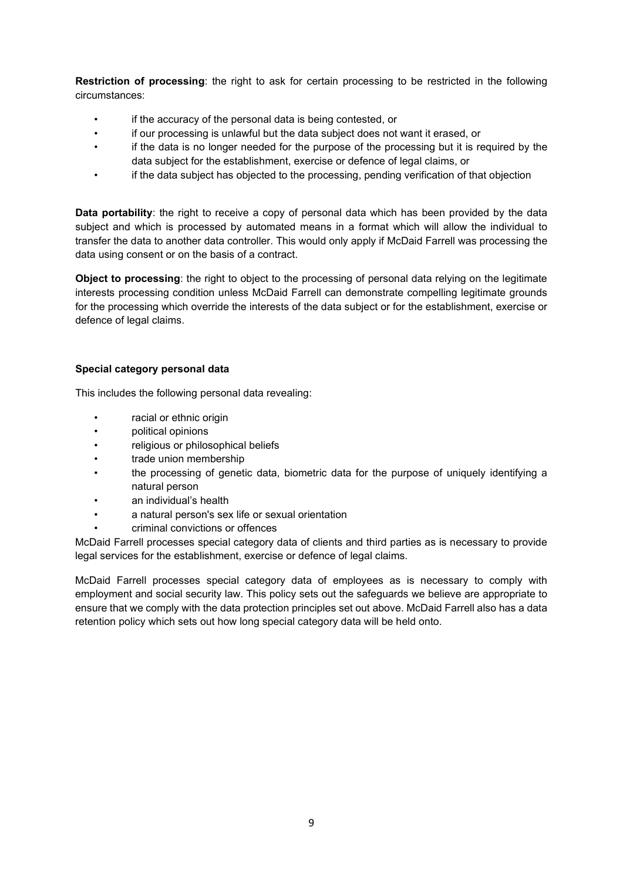**Restriction of processing**: the right to ask for certain processing to be restricted in the following circumstances:

- if the accuracy of the personal data is being contested, or
- if our processing is unlawful but the data subject does not want it erased, or
- if the data is no longer needed for the purpose of the processing but it is required by the data subject for the establishment, exercise or defence of legal claims, or
- if the data subject has objected to the processing, pending verification of that objection

**Data portability**: the right to receive a copy of personal data which has been provided by the data subject and which is processed by automated means in a format which will allow the individual to transfer the data to another data controller. This would only apply if McDaid Farrell was processing the data using consent or on the basis of a contract.

**Object to processing**: the right to object to the processing of personal data relying on the legitimate interests processing condition unless McDaid Farrell can demonstrate compelling legitimate grounds for the processing which override the interests of the data subject or for the establishment, exercise or defence of legal claims.

**Special category personal data**

This includes the following personal data revealing:

- racial or ethnic origin
- political opinions
- religious or philosophical beliefs
- trade union membership
- the processing of genetic data, biometric data for the purpose of uniquely identifying a natural person
- an individual's health
- a natural person's sex life or sexual orientation
- criminal convictions or offences

McDaid Farrell processes special category data of clients and third parties as is necessary to provide legal services for the establishment, exercise or defence of legal claims.

McDaid Farrell processes special category data of employees as is necessary to comply with employment and social security law. This policy sets out the safeguards we believe are appropriate to ensure that we comply with the data protection principles set out above. McDaid Farrell also has a data retention policy which sets out how long special category data will be held onto.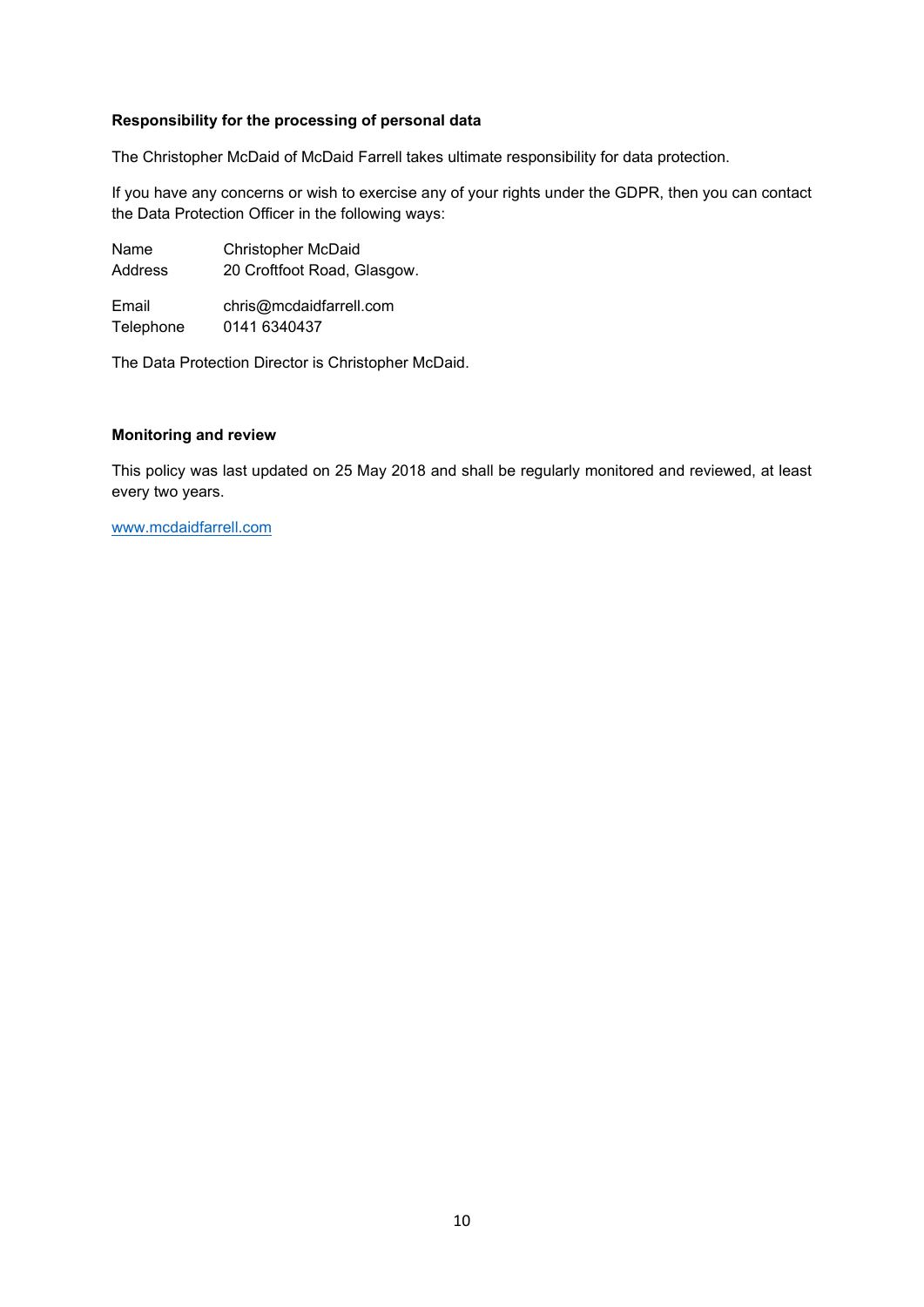**Responsibility for the processing of personal data**

The Christopher McDaid of McDaid Farrell takes ultimate responsibility for data protection.

If you have any concerns or wish to exercise any of your rights under the GDPR, then you can contact the Data Protection Officer in the following ways:

| | |
|---|---|
| Name | Christopher McDaid |
| Address | 20 Croftfoot Road, Glasgow. |
| Email | chris@mcdaidfarrell.com |
| Telephone | 0141 6340437 |

The Data Protection Director is Christopher McDaid.

**Monitoring and review**

This policy was last updated on 25 May 2018 and shall be regularly monitored and reviewed, at least every two years.

www.mcdaidfarrell.com